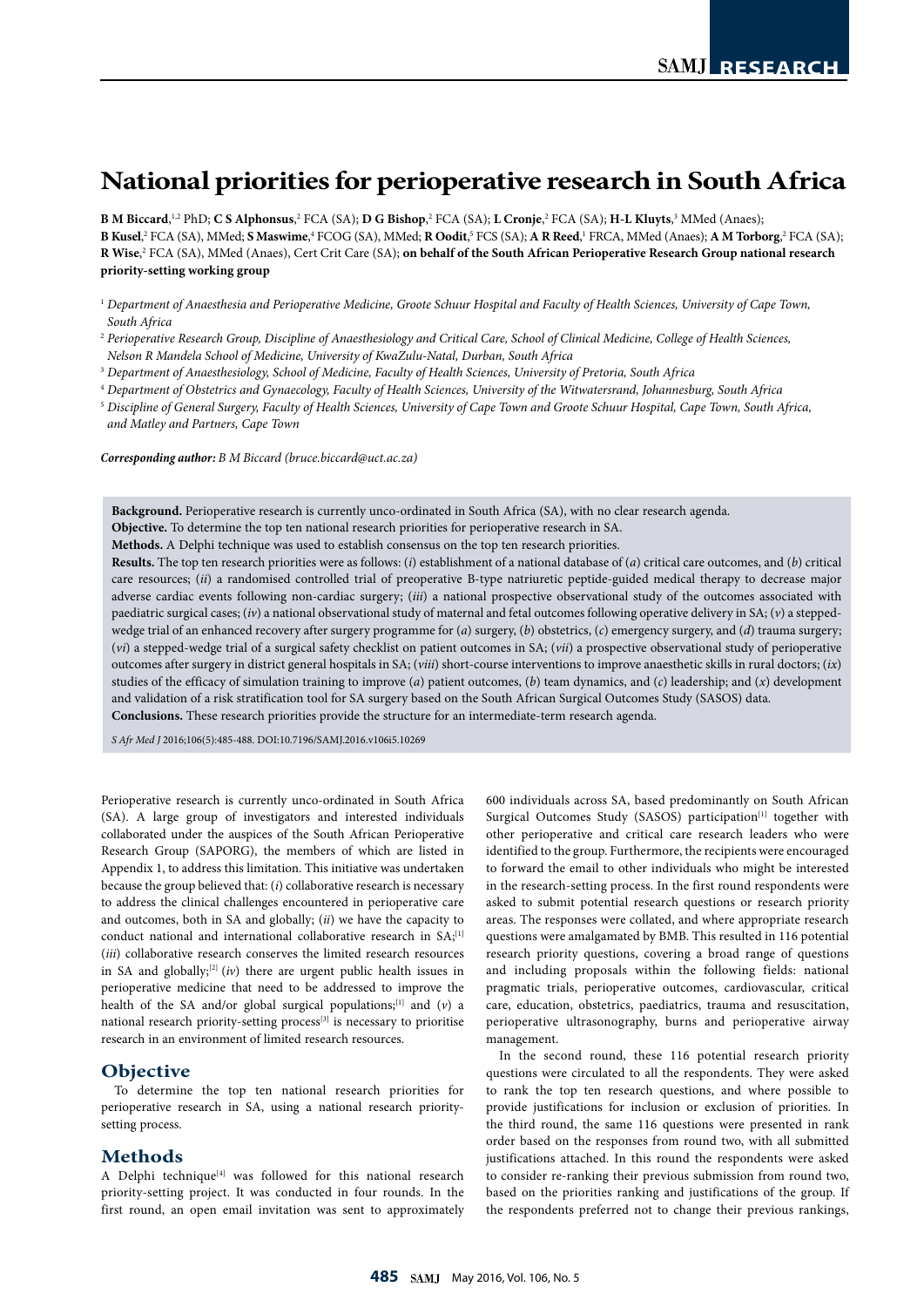# National priorities for perioperative research in South Africa

**B M Biccard**,[1,2] PhD; **C S Alphonsus**,[2] FCA (SA); **D G Bishop**,[2] FCA (SA); **L Cronje**,[2] FCA (SA); **H-L Kluyts**,[3] MMed (Anaes); **B Kusel**,[2] FCA (SA), MMed; **S Maswime**,[4] FCOG (SA), MMed; **R Oodit**,[5] FCS (SA); **A R Reed**,[1] FRCA, MMed (Anaes); **A M Torborg**,[2] FCA (SA); **R Wise**,[2] FCA (SA), MMed (Anaes), Cert Crit Care (SA); **on behalf of the South African Perioperative Research Group national research priority-setting working group**

[1] *Department of Anaesthesia and Perioperative Medicine, Groote Schuur Hospital and Faculty of Health Sciences, University of Cape Town, South Africa*

[2] *Perioperative Research Group, Discipline of Anaesthesiology and Critical Care, School of Clinical Medicine, College of Health Sciences, Nelson R Mandela School of Medicine, University of KwaZulu-Natal, Durban, South Africa*

[3] *Department of Anaesthesiology, School of Medicine, Faculty of Health Sciences, University of Pretoria, South Africa*

[4] *Department of Obstetrics and Gynaecology, Faculty of Health Sciences, University of the Witwatersrand, Johannesburg, South Africa*

[5] *Discipline of General Surgery, Faculty of Health Sciences, University of Cape Town and Groote Schuur Hospital, Cape Town, South Africa, and Matley and Partners, Cape Town*

***Corresponding author:*** *B M Biccard (bruce.biccard@uct.ac.za)*

**Background.** Perioperative research is currently unco-ordinated in South Africa (SA), with no clear research agenda.

**Objective.** To determine the top ten national research priorities for perioperative research in SA.

**Methods.** A Delphi technique was used to establish consensus on the top ten research priorities.

**Results.** The top ten research priorities were as follows: (*i*) establishment of a national database of (*a*) critical care outcomes, and (*b*) critical care resources; (*ii*) a randomised controlled trial of preoperative B-type natriuretic peptide-guided medical therapy to decrease major adverse cardiac events following non-cardiac surgery; (*iii*) a national prospective observational study of the outcomes associated with paediatric surgical cases; (*iv*) a national observational study of maternal and fetal outcomes following operative delivery in SA; (*v*) a stepped-wedge trial of an enhanced recovery after surgery programme for (*a*) surgery, (*b*) obstetrics, (*c*) emergency surgery, and (*d*) trauma surgery; (*vi*) a stepped-wedge trial of a surgical safety checklist on patient outcomes in SA; (*vii*) a prospective observational study of perioperative outcomes after surgery in district general hospitals in SA; (*viii*) short-course interventions to improve anaesthetic skills in rural doctors; (*ix*) studies of the efficacy of simulation training to improve (*a*) patient outcomes, (*b*) team dynamics, and (*c*) leadership; and (*x*) development and validation of a risk stratification tool for SA surgery based on the South African Surgical Outcomes Study (SASOS) data.

**Conclusions.** These research priorities provide the structure for an intermediate-term research agenda.

*S Afr Med J* 2016;106(5):485-488. DOI:10.7196/SAMJ.2016.v106i5.10269

Perioperative research is currently unco-ordinated in South Africa (SA). A large group of investigators and interested individuals collaborated under the auspices of the South African Perioperative Research Group (SAPORG), the members of which are listed in Appendix 1, to address this limitation. This initiative was undertaken because the group believed that: (*i*) collaborative research is necessary to address the clinical challenges encountered in perioperative care and outcomes, both in SA and globally; (*ii*) we have the capacity to conduct national and international collaborative research in SA;[1] (*iii*) collaborative research conserves the limited research resources in SA and globally;[2] (*iv*) there are urgent public health issues in perioperative medicine that need to be addressed to improve the health of the SA and/or global surgical populations;[1] and (*v*) a national research priority-setting process[3] is necessary to prioritise research in an environment of limited research resources.

## Objective

To determine the top ten national research priorities for perioperative research in SA, using a national research priority-setting process.

## Methods

A Delphi technique[4] was followed for this national research priority-setting project. It was conducted in four rounds. In the first round, an open email invitation was sent to approximately 600 individuals across SA, based predominantly on South African Surgical Outcomes Study (SASOS) participation[1] together with other perioperative and critical care research leaders who were identified to the group. Furthermore, the recipients were encouraged to forward the email to other individuals who might be interested in the research-setting process. In the first round respondents were asked to submit potential research questions or research priority areas. The responses were collated, and where appropriate research questions were amalgamated by BMB. This resulted in 116 potential research priority questions, covering a broad range of questions and including proposals within the following fields: national pragmatic trials, perioperative outcomes, cardiovascular, critical care, education, obstetrics, paediatrics, trauma and resuscitation, perioperative ultrasonography, burns and perioperative airway management.

In the second round, these 116 potential research priority questions were circulated to all the respondents. They were asked to rank the top ten research questions, and where possible to provide justifications for inclusion or exclusion of priorities. In the third round, the same 116 questions were presented in rank order based on the responses from round two, with all submitted justifications attached. In this round the respondents were asked to consider re-ranking their previous submission from round two, based on the priorities ranking and justifications of the group. If the respondents preferred not to change their previous rankings,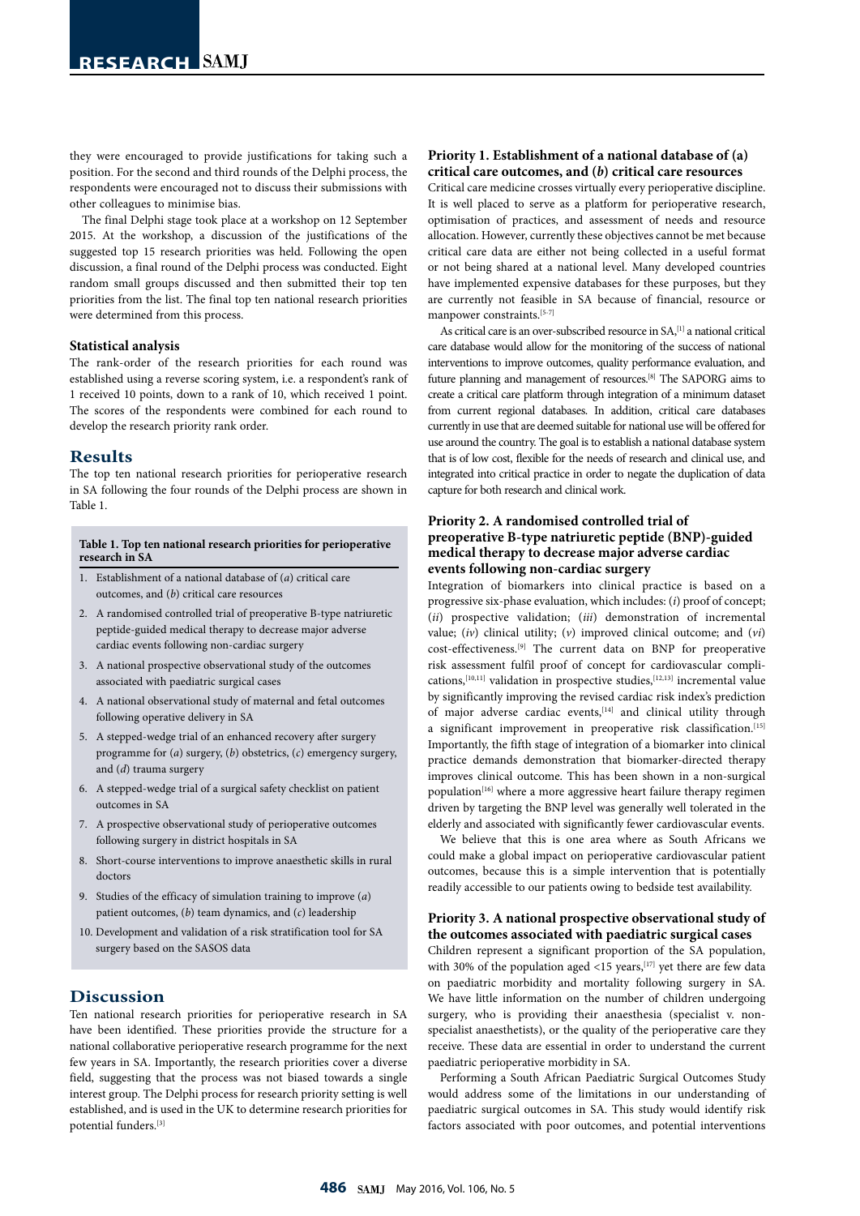they were encouraged to provide justifications for taking such a position. For the second and third rounds of the Delphi process, the respondents were encouraged not to discuss their submissions with other colleagues to minimise bias.

The final Delphi stage took place at a workshop on 12 September 2015. At the workshop, a discussion of the justifications of the suggested top 15 research priorities was held. Following the open discussion, a final round of the Delphi process was conducted. Eight random small groups discussed and then submitted their top ten priorities from the list. The final top ten national research priorities were determined from this process.

### Statistical analysis

The rank-order of the research priorities for each round was established using a reverse scoring system, i.e. a respondent's rank of 1 received 10 points, down to a rank of 10, which received 1 point. The scores of the respondents were combined for each round to develop the research priority rank order.

## Results

The top ten national research priorities for perioperative research in SA following the four rounds of the Delphi process are shown in Table 1.

**Table 1. Top ten national research priorities for perioperative research in SA**

1. Establishment of a national database of (*a*) critical care outcomes, and (*b*) critical care resources
2. A randomised controlled trial of preoperative B-type natriuretic peptide-guided medical therapy to decrease major adverse cardiac events following non-cardiac surgery
3. A national prospective observational study of the outcomes associated with paediatric surgical cases
4. A national observational study of maternal and fetal outcomes following operative delivery in SA
5. A stepped-wedge trial of an enhanced recovery after surgery programme for (*a*) surgery, (*b*) obstetrics, (*c*) emergency surgery, and (*d*) trauma surgery
6. A stepped-wedge trial of a surgical safety checklist on patient outcomes in SA
7. A prospective observational study of perioperative outcomes following surgery in district hospitals in SA
8. Short-course interventions to improve anaesthetic skills in rural doctors
9. Studies of the efficacy of simulation training to improve (*a*) patient outcomes, (*b*) team dynamics, and (*c*) leadership
10. Development and validation of a risk stratification tool for SA surgery based on the SASOS data

## Discussion

Ten national research priorities for perioperative research in SA have been identified. These priorities provide the structure for a national collaborative perioperative research programme for the next few years in SA. Importantly, the research priorities cover a diverse field, suggesting that the process was not biased towards a single interest group. The Delphi process for research priority setting is well established, and is used in the UK to determine research priorities for potential funders.[3]

### Priority 1. Establishment of a national database of (a) critical care outcomes, and (*b*) critical care resources

Critical care medicine crosses virtually every perioperative discipline. It is well placed to serve as a platform for perioperative research, optimisation of practices, and assessment of needs and resource allocation. However, currently these objectives cannot be met because critical care data are either not being collected in a useful format or not being shared at a national level. Many developed countries have implemented expensive databases for these purposes, but they are currently not feasible in SA because of financial, resource or manpower constraints.[5-7]

As critical care is an over-subscribed resource in SA,[1] a national critical care database would allow for the monitoring of the success of national interventions to improve outcomes, quality performance evaluation, and future planning and management of resources.[8] The SAPORG aims to create a critical care platform through integration of a minimum dataset from current regional databases. In addition, critical care databases currently in use that are deemed suitable for national use will be offered for use around the country. The goal is to establish a national database system that is of low cost, flexible for the needs of research and clinical use, and integrated into critical practice in order to negate the duplication of data capture for both research and clinical work.

### Priority 2. A randomised controlled trial of preoperative B-type natriuretic peptide (BNP)-guided medical therapy to decrease major adverse cardiac events following non-cardiac surgery

Integration of biomarkers into clinical practice is based on a progressive six-phase evaluation, which includes: (*i*) proof of concept; (*ii*) prospective validation; (*iii*) demonstration of incremental value; (*iv*) clinical utility; (*v*) improved clinical outcome; and (*vi*) cost-effectiveness.[9] The current data on BNP for preoperative risk assessment fulfil proof of concept for cardiovascular complications,[10,11] validation in prospective studies,[12,13] incremental value by significantly improving the revised cardiac risk index's prediction of major adverse cardiac events,[14] and clinical utility through a significant improvement in preoperative risk classification.[15] Importantly, the fifth stage of integration of a biomarker into clinical practice demands demonstration that biomarker-directed therapy improves clinical outcome. This has been shown in a non-surgical population[16] where a more aggressive heart failure therapy regimen driven by targeting the BNP level was generally well tolerated in the elderly and associated with significantly fewer cardiovascular events.

We believe that this is one area where as South Africans we could make a global impact on perioperative cardiovascular patient outcomes, because this is a simple intervention that is potentially readily accessible to our patients owing to bedside test availability.

### Priority 3. A national prospective observational study of the outcomes associated with paediatric surgical cases

Children represent a significant proportion of the SA population, with 30% of the population aged <15 years,[17] yet there are few data on paediatric morbidity and mortality following surgery in SA. We have little information on the number of children undergoing surgery, who is providing their anaesthesia (specialist v. non-specialist anaesthetists), or the quality of the perioperative care they receive. These data are essential in order to understand the current paediatric perioperative morbidity in SA.

Performing a South African Paediatric Surgical Outcomes Study would address some of the limitations in our understanding of paediatric surgical outcomes in SA. This study would identify risk factors associated with poor outcomes, and potential interventions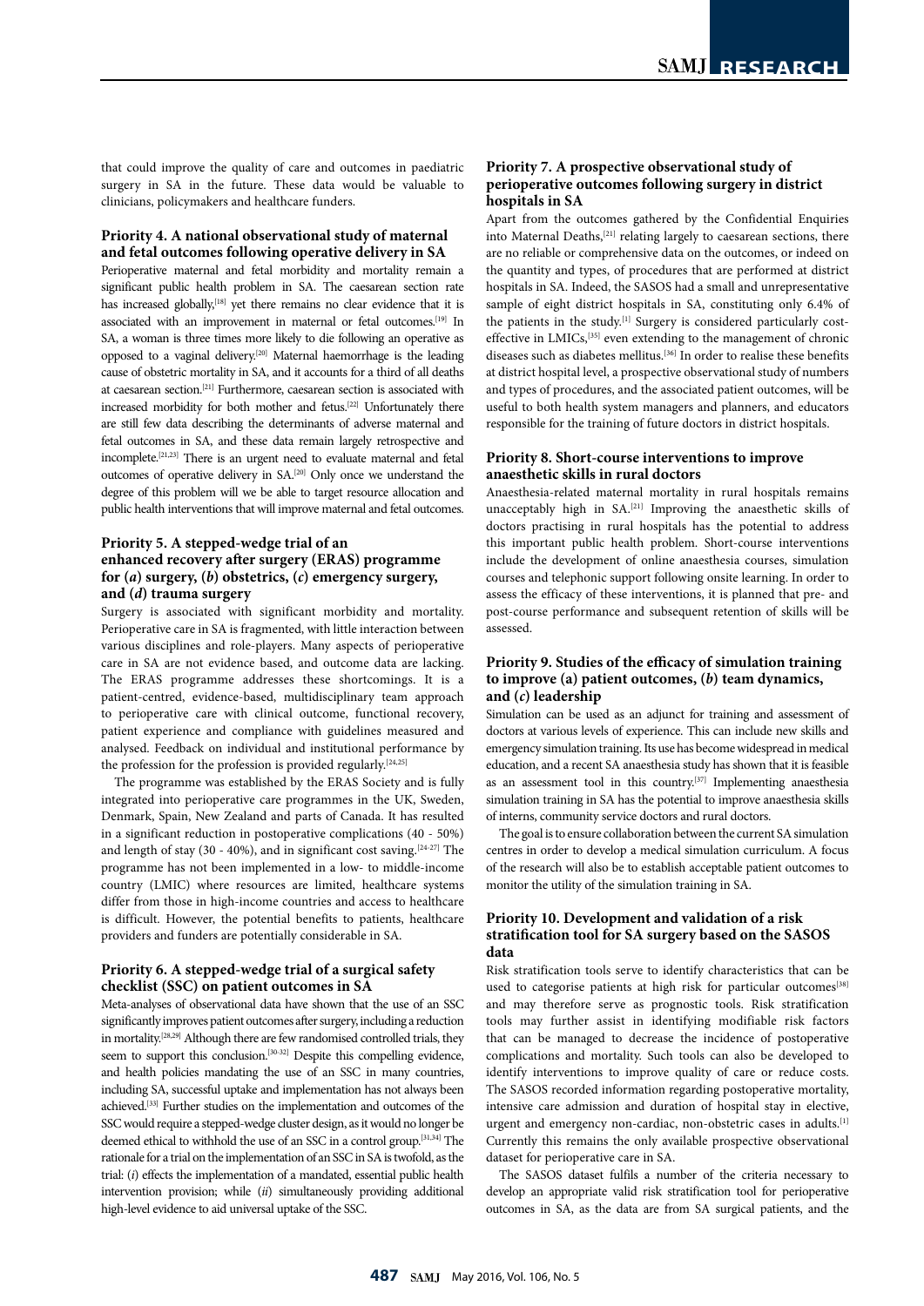that could improve the quality of care and outcomes in paediatric surgery in SA in the future. These data would be valuable to clinicians, policymakers and healthcare funders.

### Priority 4. A national observational study of maternal and fetal outcomes following operative delivery in SA

Perioperative maternal and fetal morbidity and mortality remain a significant public health problem in SA. The caesarean section rate has increased globally,[18] yet there remains no clear evidence that it is associated with an improvement in maternal or fetal outcomes.[19] In SA, a woman is three times more likely to die following an operative as opposed to a vaginal delivery.[20] Maternal haemorrhage is the leading cause of obstetric mortality in SA, and it accounts for a third of all deaths at caesarean section.[21] Furthermore, caesarean section is associated with increased morbidity for both mother and fetus.[22] Unfortunately there are still few data describing the determinants of adverse maternal and fetal outcomes in SA, and these data remain largely retrospective and incomplete.[21,23] There is an urgent need to evaluate maternal and fetal outcomes of operative delivery in SA.[20] Only once we understand the degree of this problem will we be able to target resource allocation and public health interventions that will improve maternal and fetal outcomes.

### Priority 5. A stepped-wedge trial of an enhanced recovery after surgery (ERAS) programme for (*a*) surgery, (*b*) obstetrics, (*c*) emergency surgery, and (*d*) trauma surgery

Surgery is associated with significant morbidity and mortality. Perioperative care in SA is fragmented, with little interaction between various disciplines and role-players. Many aspects of perioperative care in SA are not evidence based, and outcome data are lacking. The ERAS programme addresses these shortcomings. It is a patient-centred, evidence-based, multidisciplinary team approach to perioperative care with clinical outcome, functional recovery, patient experience and compliance with guidelines measured and analysed. Feedback on individual and institutional performance by the profession for the profession is provided regularly.[24,25]

The programme was established by the ERAS Society and is fully integrated into perioperative care programmes in the UK, Sweden, Denmark, Spain, New Zealand and parts of Canada. It has resulted in a significant reduction in postoperative complications (40 - 50%) and length of stay (30 - 40%), and in significant cost saving.[24-27] The programme has not been implemented in a low- to middle-income country (LMIC) where resources are limited, healthcare systems differ from those in high-income countries and access to healthcare is difficult. However, the potential benefits to patients, healthcare providers and funders are potentially considerable in SA.

### Priority 6. A stepped-wedge trial of a surgical safety checklist (SSC) on patient outcomes in SA

Meta-analyses of observational data have shown that the use of an SSC significantly improves patient outcomes after surgery, including a reduction in mortality.[28,29] Although there are few randomised controlled trials, they seem to support this conclusion.[30-32] Despite this compelling evidence, and health policies mandating the use of an SSC in many countries, including SA, successful uptake and implementation has not always been achieved.[33] Further studies on the implementation and outcomes of the SSC would require a stepped-wedge cluster design, as it would no longer be deemed ethical to withhold the use of an SSC in a control group.[31,34] The rationale for a trial on the implementation of an SSC in SA is twofold, as the trial: (*i*) effects the implementation of a mandated, essential public health intervention provision; while (*ii*) simultaneously providing additional high-level evidence to aid universal uptake of the SSC.

### Priority 7. A prospective observational study of perioperative outcomes following surgery in district hospitals in SA

Apart from the outcomes gathered by the Confidential Enquiries into Maternal Deaths,[21] relating largely to caesarean sections, there are no reliable or comprehensive data on the outcomes, or indeed on the quantity and types, of procedures that are performed at district hospitals in SA. Indeed, the SASOS had a small and unrepresentative sample of eight district hospitals in SA, constituting only 6.4% of the patients in the study.[1] Surgery is considered particularly cost-effective in LMICs,[35] even extending to the management of chronic diseases such as diabetes mellitus.[36] In order to realise these benefits at district hospital level, a prospective observational study of numbers and types of procedures, and the associated patient outcomes, will be useful to both health system managers and planners, and educators responsible for the training of future doctors in district hospitals.

### Priority 8. Short-course interventions to improve anaesthetic skills in rural doctors

Anaesthesia-related maternal mortality in rural hospitals remains unacceptably high in SA.[21] Improving the anaesthetic skills of doctors practising in rural hospitals has the potential to address this important public health problem. Short-course interventions include the development of online anaesthesia courses, simulation courses and telephonic support following onsite learning. In order to assess the efficacy of these interventions, it is planned that pre- and post-course performance and subsequent retention of skills will be assessed.

### Priority 9. Studies of the efficacy of simulation training to improve (a) patient outcomes, (*b*) team dynamics, and (*c*) leadership

Simulation can be used as an adjunct for training and assessment of doctors at various levels of experience. This can include new skills and emergency simulation training. Its use has become widespread in medical education, and a recent SA anaesthesia study has shown that it is feasible as an assessment tool in this country.[37] Implementing anaesthesia simulation training in SA has the potential to improve anaesthesia skills of interns, community service doctors and rural doctors.

The goal is to ensure collaboration between the current SA simulation centres in order to develop a medical simulation curriculum. A focus of the research will also be to establish acceptable patient outcomes to monitor the utility of the simulation training in SA.

### Priority 10. Development and validation of a risk stratification tool for SA surgery based on the SASOS data

Risk stratification tools serve to identify characteristics that can be used to categorise patients at high risk for particular outcomes[38] and may therefore serve as prognostic tools. Risk stratification tools may further assist in identifying modifiable risk factors that can be managed to decrease the incidence of postoperative complications and mortality. Such tools can also be developed to identify interventions to improve quality of care or reduce costs. The SASOS recorded information regarding postoperative mortality, intensive care admission and duration of hospital stay in elective, urgent and emergency non-cardiac, non-obstetric cases in adults.[1] Currently this remains the only available prospective observational dataset for perioperative care in SA.

The SASOS dataset fulfils a number of the criteria necessary to develop an appropriate valid risk stratification tool for perioperative outcomes in SA, as the data are from SA surgical patients, and the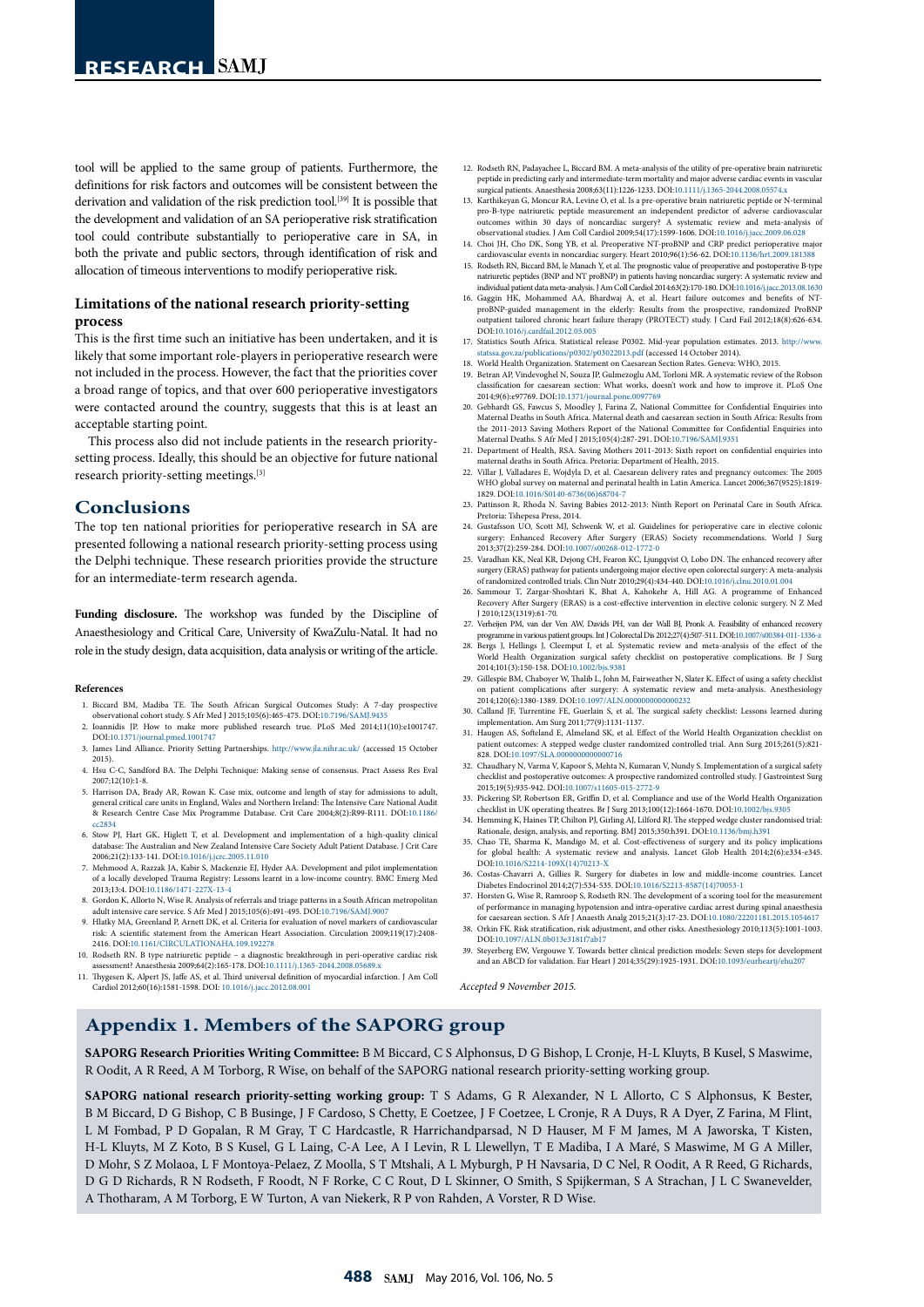tool will be applied to the same group of patients. Furthermore, the definitions for risk factors and outcomes will be consistent between the derivation and validation of the risk prediction tool.[39] It is possible that the development and validation of an SA perioperative risk stratification tool could contribute substantially to perioperative care in SA, in both the private and public sectors, through identification of risk and allocation of timeous interventions to modify perioperative risk.

### Limitations of the national research priority-setting process

This is the first time such an initiative has been undertaken, and it is likely that some important role-players in perioperative research were not included in the process. However, the fact that the priorities cover a broad range of topics, and that over 600 perioperative investigators were contacted around the country, suggests that this is at least an acceptable starting point.

This process also did not include patients in the research priority-setting process. Ideally, this should be an objective for future national research priority-setting meetings.[3]

## Conclusions

The top ten national priorities for perioperative research in SA are presented following a national research priority-setting process using the Delphi technique. These research priorities provide the structure for an intermediate-term research agenda.

**Funding disclosure.** The workshop was funded by the Discipline of Anaesthesiology and Critical Care, University of KwaZulu-Natal. It had no role in the study design, data acquisition, data analysis or writing of the article.

### References

1. Biccard BM, Madiba TE. The South African Surgical Outcomes Study: A 7-day prospective observational cohort study. S Afr Med J 2015;105(6):465-475. DOI:10.7196/SAMJ.9435
2. Ioannidis JP. How to make more published research true. PLoS Med 2014;11(10):e1001747. DOI:10.1371/journal.pmed.1001747
3. James Lind Alliance. Priority Setting Partnerships. http://www.jla.nihr.ac.uk/ (accessed 15 October 2015).
4. Hsu C-C, Sandford BA. The Delphi Technique: Making sense of consensus. Pract Assess Res Eval 2007;12(10):1-8.
5. Harrison DA, Brady AR, Rowan K. Case mix, outcome and length of stay for admissions to adult, general critical care units in England, Wales and Northern Ireland: The Intensive Care National Audit & Research Centre Case Mix Programme Database. Crit Care 2004;8(2):R99-R111. DOI:10.1186/cc2834
6. Stow PJ, Hart GK, Higlett T, et al. Development and implementation of a high-quality clinical database: The Australian and New Zealand Intensive Care Society Adult Patient Database. J Crit Care 2006;21(2):133-141. DOI:10.1016/j.jcrc.2005.11.010
7. Mehmood A, Razzak JA, Kabir S, Mackenzie EJ, Hyder AA. Development and pilot implementation of a locally developed Trauma Registry: Lessons learnt in a low-income country. BMC Emerg Med 2013;13:4. DOI:10.1186/1471-227X-13-4
8. Gordon K, Allorto N, Wise R. Analysis of referrals and triage patterns in a South African metropolitan adult intensive care service. S Afr Med J 2015;105(6):491-495. DOI:10.7196/SAMJ.9007
9. Hlatky MA, Greenland P, Arnett DK, et al. Criteria for evaluation of novel markers of cardiovascular risk: A scientific statement from the American Heart Association. Circulation 2009;119(17):2408-2416. DOI:10.1161/CIRCULATIONAHA.109.192278
10. Rodseth RN. B type natriuretic peptide – a diagnostic breakthrough in peri-operative cardiac risk assessment? Anaesthesia 2009;64(2):165-178. DOI:10.1111/j.1365-2044.2008.05689.x
11. Thygesen K, Alpert JS, Jaffe AS, et al. Third universal definition of myocardial infarction. J Am Coll Cardiol 2012;60(16):1581-1598. DOI: 10.1016/j.jacc.2012.08.001
12. Rodseth RN, Padayachee L, Biccard BM. A meta-analysis of the utility of pre-operative brain natriuretic peptide in predicting early and intermediate-term mortality and major adverse cardiac events in vascular surgical patients. Anaesthesia 2008;63(11):1226-1233. DOI:10.1111/j.1365-2044.2008.05574.x
13. Karthikeyan G, Moncur RA, Levine O, et al. Is a pre-operative brain natriuretic peptide or N-terminal pro-B-type natriuretic peptide measurement an independent predictor of adverse cardiovascular outcomes within 30 days of noncardiac surgery? A systematic review and meta-analysis of observational studies. J Am Coll Cardiol 2009;54(17):1599-1606. DOI:10.1016/j.jacc.2009.06.028
14. Choi JH, Cho DK, Song YB, et al. Preoperative NT-proBNP and CRP predict perioperative major cardiovascular events in noncardiac surgery. Heart 2010;96(1):56-62. DOI:10.1136/hrt.2009.181388
15. Rodseth RN, Biccard BM, le Manach Y, et al. The prognostic value of preoperative and postoperative B-type natriuretic peptides (BNP and NT proBNP) in patients having noncardiac surgery: A systematic review and individual patient data meta-analysis. J Am Coll Cardiol 2014;63(2):170-180. DOI:10.1016/j.jacc.2013.08.1630
16. Gaggin HK, Mohammed AA, Bhardwaj A, et al. Heart failure outcomes and benefits of NT-proBNP-guided management in the elderly: Results from the prospective, randomized ProBNP outpatient tailored chronic heart failure therapy (PROTECT) study. J Card Fail 2012;18(8):626-634. DOI:10.1016/j.cardfail.2012.05.005
17. Statistics South Africa. Statistical release P0302. Mid-year population estimates. 2013. http://www.statssa.gov.za/publications/p0302/p03022013.pdf (accessed 14 October 2014).
18. World Health Organization. Statement on Caesarean Section Rates. Geneva: WHO, 2015.
19. Betran AP, Vindevoghel N, Souza JP, Gulmezoglu AM, Torloni MR. A systematic review of the Robson classification for caesarean section: What works, doesn't work and how to improve it. PLoS One 2014;9(6):e97769. DOI:10.1371/journal.pone.0097769
20. Gebhardt GS, Fawcus S, Moodley J, Farina Z, National Committee for Confidential Enquiries into Maternal Deaths in South Africa. Maternal death and caesarean section in South Africa: Results from the 2011-2013 Saving Mothers Report of the National Committee for Confidential Enquiries into Maternal Deaths. S Afr Med J 2015;105(4):287-291. DOI:10.7196/SAMJ.9351
21. Department of Health, RSA. Saving Mothers 2011-2013: Sixth report on confidential enquiries into maternal deaths in South Africa. Pretoria: Department of Health, 2015.
22. Villar J, Valladares E, Wojdyla D, et al. Caesarean delivery rates and pregnancy outcomes: The 2005 WHO global survey on maternal and perinatal health in Latin America. Lancet 2006;367(9525):1819-1829. DOI:10.1016/S0140-6736(06)68704-7
23. Pattinson R, Rhoda N. Saving Babies 2012-2013: Ninth Report on Perinatal Care in South Africa. Pretoria: Tshepesa Press, 2014.
24. Gustafsson UO, Scott MJ, Schwenk W, et al. Guidelines for perioperative care in elective colonic surgery: Enhanced Recovery After Surgery (ERAS) Society recommendations. World J Surg 2013;37(2):259-284. DOI:10.1007/s00268-012-1772-0
25. Varadhan KK, Neal KR, Dejong CH, Fearon KC, Ljungqvist O, Lobo DN. The enhanced recovery after surgery (ERAS) pathway for patients undergoing major elective open colorectal surgery: A meta-analysis of randomized controlled trials. Clin Nutr 2010;29(4):434-440. DOI:10.1016/j.clnu.2010.01.004
26. Sammour T, Zargar-Shoshtari K, Bhat A, Kahokehr A, Hill AG. A programme of Enhanced Recovery After Surgery (ERAS) is a cost-effective intervention in elective colonic surgery. N Z Med J 2010;123(1319):61-70.
27. Verheijen PM, van der Ven AW, Davids PH, van der Wall BJ, Pronk A. Feasibility of enhanced recovery programme in various patient groups. Int J Colorectal Dis 2012;27(4):507-511. DOI:10.1007/s00384-011-1336-z
28. Bergs J, Hellings J, Cleemput I, et al. Systematic review and meta-analysis of the effect of the World Health Organization surgical safety checklist on postoperative complications. Br J Surg 2014;101(3):150-158. DOI:10.1002/bjs.9381
29. Gillespie BM, Chaboyer W, Thalib L, John M, Fairweather N, Slater K. Effect of using a safety checklist on patient complications after surgery: A systematic review and meta-analysis. Anesthesiology 2014;120(6):1380-1389. DOI:10.1097/ALN.0000000000000232
30. Calland JF, Turrentine FE, Guerlain S, et al. The surgical safety checklist: Lessons learned during implementation. Am Surg 2011;77(9):1131-1137.
31. Haugen AS, Softeland E, Almeland SK, et al. Effect of the World Health Organization checklist on patient outcomes: A stepped wedge cluster randomized controlled trial. Ann Surg 2015;261(5):821-828. DOI:10.1097/SLA.0000000000000716
32. Chaudhary N, Varma V, Kapoor S, Mehta N, Kumaran V, Nundy S. Implementation of a surgical safety checklist and postoperative outcomes: A prospective randomized controlled study. J Gastrointest Surg 2015;19(5):935-942. DOI:10.1007/s11605-015-2772-9
33. Pickering SP, Robertson ER, Griffin D, et al. Compliance and use of the World Health Organization checklist in UK operating theatres. Br J Surg 2013;100(12):1664-1670. DOI:10.1002/bjs.9305
34. Hemming K, Haines TP, Chilton PJ, Girling AJ, Lilford RJ. The stepped wedge cluster randomised trial: Rationale, design, analysis, and reporting. BMJ 2015;350:h391. DOI:10.1136/bmj.h391
35. Chao TE, Sharma K, Mandigo M, et al. Cost-effectiveness of surgery and its policy implications for global health: A systematic review and analysis. Lancet Glob Health 2014;2(6):e334-e345. DOI:10.1016/S2214-109X(14)70213-X
36. Costas-Chavarri A, Gillies R. Surgery for diabetes in low and middle-income countries. Lancet Diabetes Endocrinol 2014;2(7):534-535. DOI:10.1016/S2213-8587(14)70053-1
37. Horsten G, Wise R, Ramroop S, Rodseth RN. The development of a scoring tool for the measurement of performance in managing hypotension and intra-operative cardiac arrest during spinal anaesthesia for caesarean section. S Afr J Anaesth Analg 2015;21(3):17-23. DOI:10.1080/22201181.2015.1054617
38. Orkin FK. Risk stratification, risk adjustment, and other risks. Anesthesiology 2010;113(5):1001-1003. DOI:10.1097/ALN.0b013e3181f7ab17
39. Steyerberg EW, Vergouwe Y. Towards better clinical prediction models: Seven steps for development and an ABCD for validation. Eur Heart J 2014;35(29):1925-1931. DOI:10.1093/eurheartj/ehu207

*Accepted 9 November 2015.*

## Appendix 1. Members of the SAPORG group

**SAPORG Research Priorities Writing Committee:** B M Biccard, C S Alphonsus, D G Bishop, L Cronje, H-L Kluyts, B Kusel, S Maswime, R Oodit, A R Reed, A M Torborg, R Wise, on behalf of the SAPORG national research priority-setting working group.

**SAPORG national research priority-setting working group:** T S Adams, G R Alexander, N L Allorto, C S Alphonsus, K Bester, B M Biccard, D G Bishop, C B Businge, J F Cardoso, S Chetty, E Coetzee, J F Coetzee, L Cronje, R A Duys, R A Dyer, Z Farina, M Flint, L M Fombad, P D Gopalan, R M Gray, T C Hardcastle, R Harrichandparsad, N D Hauser, M F M James, M A Jaworska, T Kisten, H-L Kluyts, M Z Koto, B S Kusel, G L Laing, C-A Lee, A I Levin, R L Llewellyn, T E Madiba, I A Maré, S Maswime, M G A Miller, D Mohr, S Z Molaoa, L F Montoya-Pelaez, Z Moolla, S T Mtshali, A L Myburgh, P H Navsaria, D C Nel, R Oodit, A R Reed, G Richards, D G D Richards, R N Rodseth, F Roodt, N F Rorke, C C Rout, D L Skinner, O Smith, S Spijkerman, S A Strachan, J L C Swanevelder, A Thotharam, A M Torborg, E W Turton, A van Niekerk, R P von Rahden, A Vorster, R D Wise.